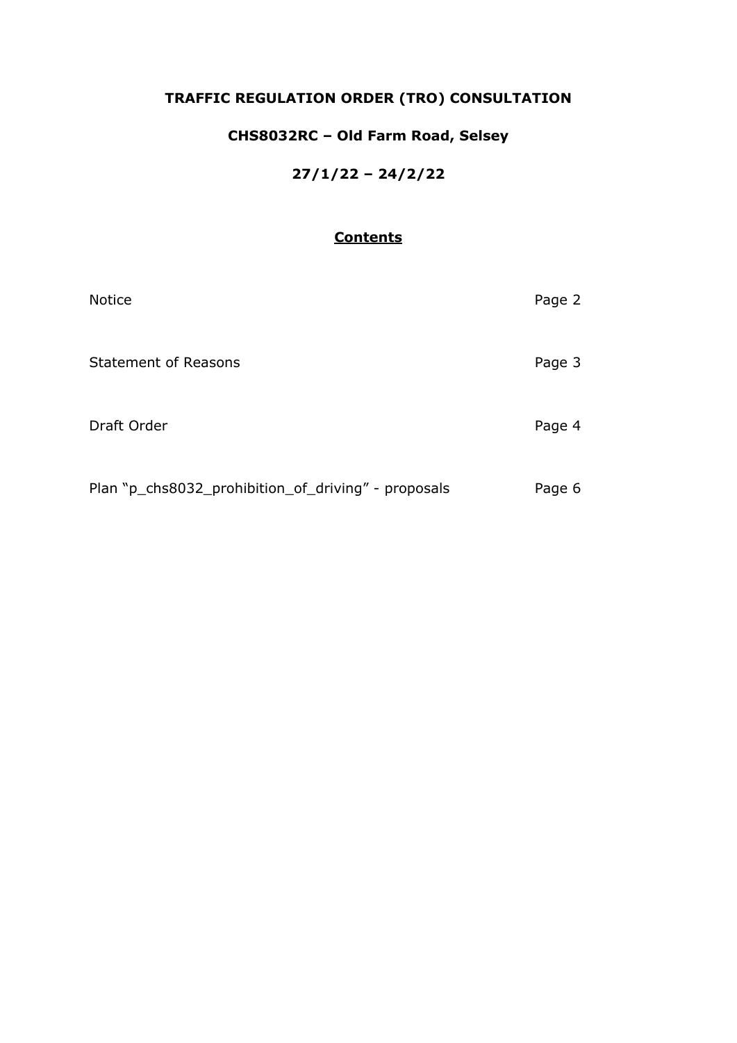# TRAFFIC REGULATION ORDER (TRO) CONSULTATION

## CHS8032RC – Old Farm Road, Selsey

## 27/1/22 – 24/2/22

### Contents

| | |
|---|---|
| Notice | Page 2 |
| Statement of Reasons | Page 3 |
| Draft Order | Page 4 |
| Plan "p_chs8032_prohibition_of_driving" - proposals | Page 6 |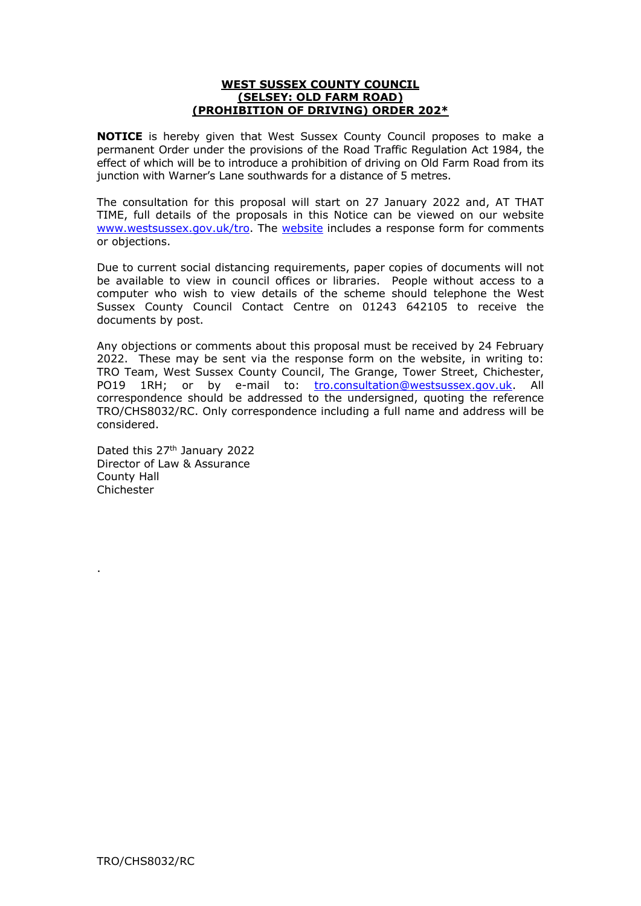**WEST SUSSEX COUNTY COUNCIL**
**(SELSEY: OLD FARM ROAD)**
**(PROHIBITION OF DRIVING) ORDER 202***

**NOTICE** is hereby given that West Sussex County Council proposes to make a permanent Order under the provisions of the Road Traffic Regulation Act 1984, the effect of which will be to introduce a prohibition of driving on Old Farm Road from its junction with Warner's Lane southwards for a distance of 5 metres.

The consultation for this proposal will start on 27 January 2022 and, AT THAT TIME, full details of the proposals in this Notice can be viewed on our website www.westsussex.gov.uk/tro. The website includes a response form for comments or objections.

Due to current social distancing requirements, paper copies of documents will not be available to view in council offices or libraries. People without access to a computer who wish to view details of the scheme should telephone the West Sussex County Council Contact Centre on 01243 642105 to receive the documents by post.

Any objections or comments about this proposal must be received by 24 February 2022. These may be sent via the response form on the website, in writing to: TRO Team, West Sussex County Council, The Grange, Tower Street, Chichester, PO19 1RH; or by e-mail to: tro.consultation@westsussex.gov.uk. All correspondence should be addressed to the undersigned, quoting the reference TRO/CHS8032/RC. Only correspondence including a full name and address will be considered.

Dated this 27th January 2022
Director of Law & Assurance
County Hall
Chichester

.

TRO/CHS8032/RC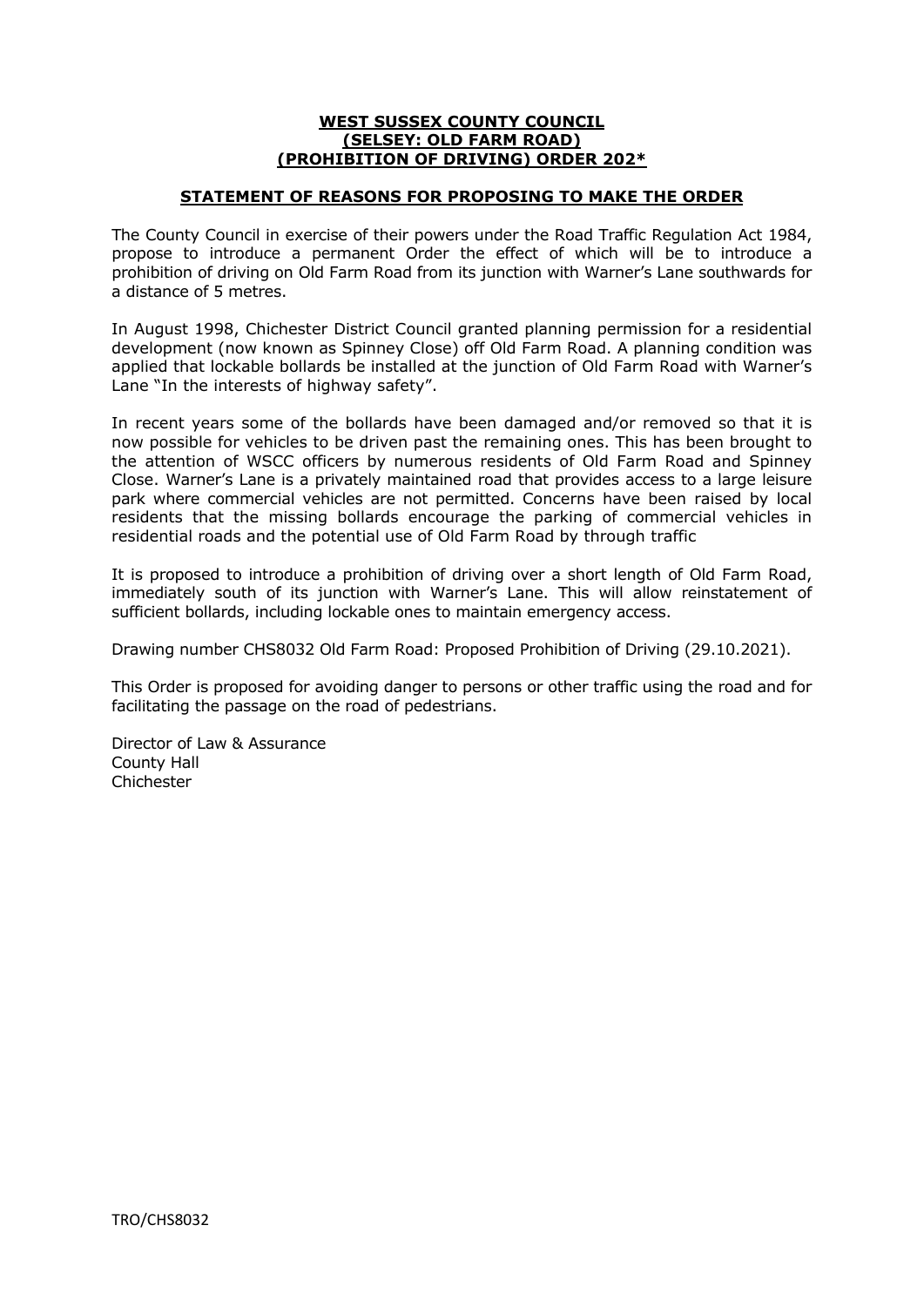**WEST SUSSEX COUNTY COUNCIL**
**(SELSEY: OLD FARM ROAD)**
**(PROHIBITION OF DRIVING) ORDER 202***

**STATEMENT OF REASONS FOR PROPOSING TO MAKE THE ORDER**

The County Council in exercise of their powers under the Road Traffic Regulation Act 1984, propose to introduce a permanent Order the effect of which will be to introduce a prohibition of driving on Old Farm Road from its junction with Warner's Lane southwards for a distance of 5 metres.

In August 1998, Chichester District Council granted planning permission for a residential development (now known as Spinney Close) off Old Farm Road. A planning condition was applied that lockable bollards be installed at the junction of Old Farm Road with Warner's Lane "In the interests of highway safety".

In recent years some of the bollards have been damaged and/or removed so that it is now possible for vehicles to be driven past the remaining ones. This has been brought to the attention of WSCC officers by numerous residents of Old Farm Road and Spinney Close. Warner's Lane is a privately maintained road that provides access to a large leisure park where commercial vehicles are not permitted. Concerns have been raised by local residents that the missing bollards encourage the parking of commercial vehicles in residential roads and the potential use of Old Farm Road by through traffic

It is proposed to introduce a prohibition of driving over a short length of Old Farm Road, immediately south of its junction with Warner's Lane. This will allow reinstatement of sufficient bollards, including lockable ones to maintain emergency access.

Drawing number CHS8032 Old Farm Road: Proposed Prohibition of Driving (29.10.2021).

This Order is proposed for avoiding danger to persons or other traffic using the road and for facilitating the passage on the road of pedestrians.

Director of Law & Assurance
County Hall
Chichester

TRO/CHS8032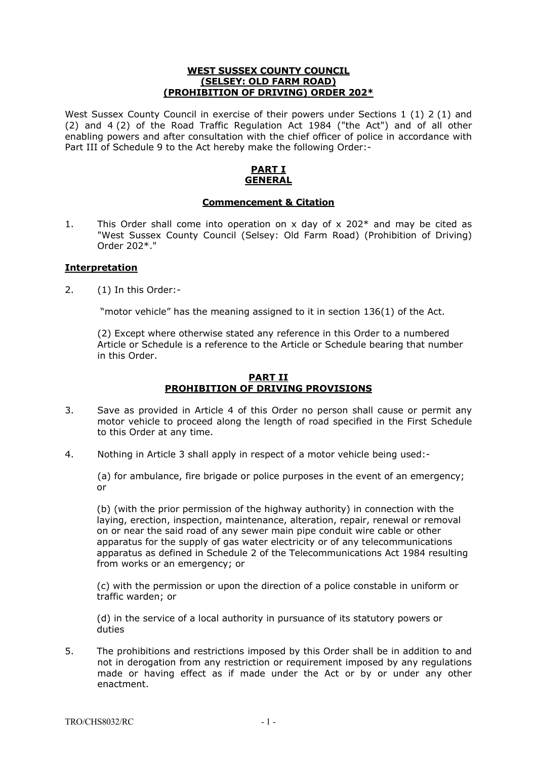**WEST SUSSEX COUNTY COUNCIL**
**(SELSEY: OLD FARM ROAD)**
**(PROHIBITION OF DRIVING) ORDER 202***

West Sussex County Council in exercise of their powers under Sections 1 (1) 2 (1) and (2) and 4 (2) of the Road Traffic Regulation Act 1984 ("the Act") and of all other enabling powers and after consultation with the chief officer of police in accordance with Part III of Schedule 9 to the Act hereby make the following Order:-

## PART I
## GENERAL

### Commencement & Citation

1. This Order shall come into operation on x day of x 202* and may be cited as "West Sussex County Council (Selsey: Old Farm Road) (Prohibition of Driving) Order 202*."

### Interpretation

2. (1) In this Order:-

   "motor vehicle" has the meaning assigned to it in section 136(1) of the Act.

   (2) Except where otherwise stated any reference in this Order to a numbered Article or Schedule is a reference to the Article or Schedule bearing that number in this Order.

## PART II
## PROHIBITION OF DRIVING PROVISIONS

3. Save as provided in Article 4 of this Order no person shall cause or permit any motor vehicle to proceed along the length of road specified in the First Schedule to this Order at any time.

4. Nothing in Article 3 shall apply in respect of a motor vehicle being used:-

   (a) for ambulance, fire brigade or police purposes in the event of an emergency; or

   (b) (with the prior permission of the highway authority) in connection with the laying, erection, inspection, maintenance, alteration, repair, renewal or removal on or near the said road of any sewer main pipe conduit wire cable or other apparatus for the supply of gas water electricity or of any telecommunications apparatus as defined in Schedule 2 of the Telecommunications Act 1984 resulting from works or an emergency; or

   (c) with the permission or upon the direction of a police constable in uniform or traffic warden; or

   (d) in the service of a local authority in pursuance of its statutory powers or duties

5. The prohibitions and restrictions imposed by this Order shall be in addition to and not in derogation from any restriction or requirement imposed by any regulations made or having effect as if made under the Act or by or under any other enactment.

TRO/CHS8032/RC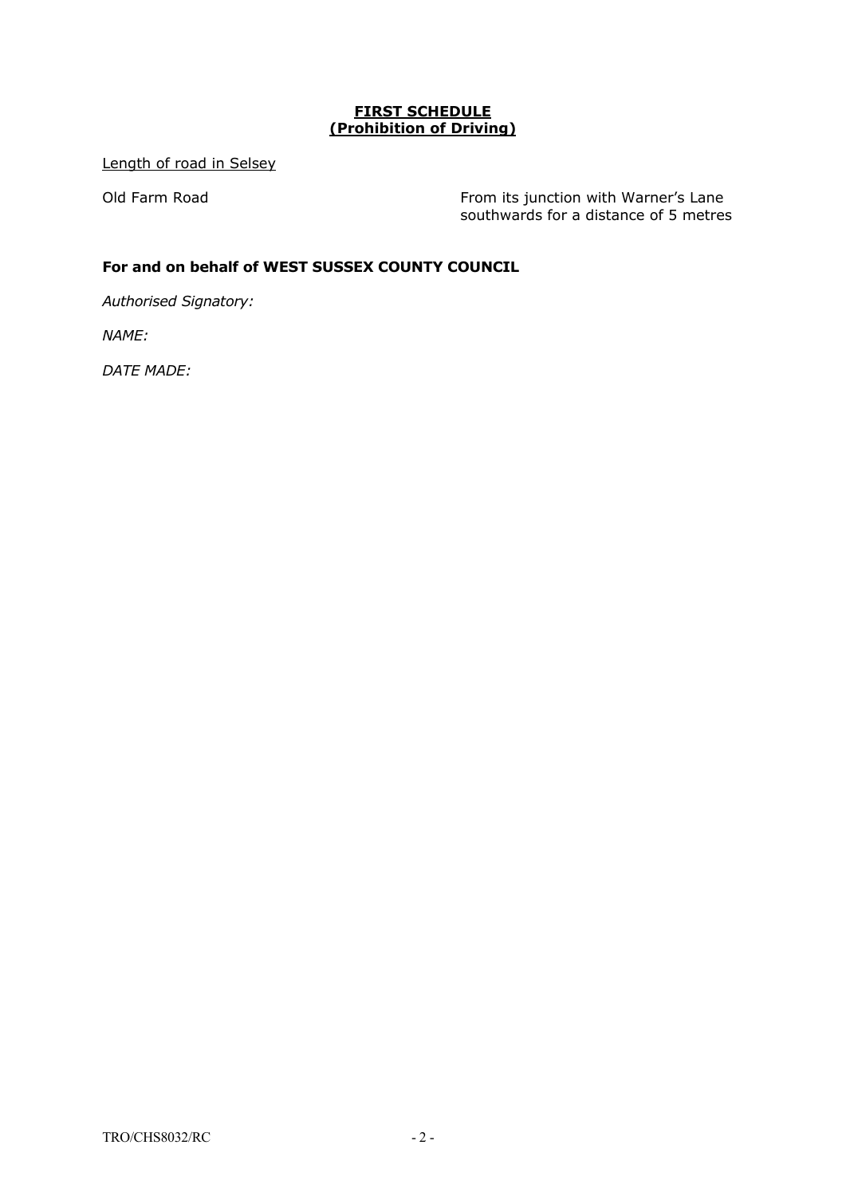**FIRST SCHEDULE**
**(Prohibition of Driving)**

Length of road in Selsey

| | |
|---|---|
| Old Farm Road | From its junction with Warner's Lane southwards for a distance of 5 metres |

**For and on behalf of WEST SUSSEX COUNTY COUNCIL**

*Authorised Signatory:*

*NAME:*

*DATE MADE:*

TRO/CHS8032/RC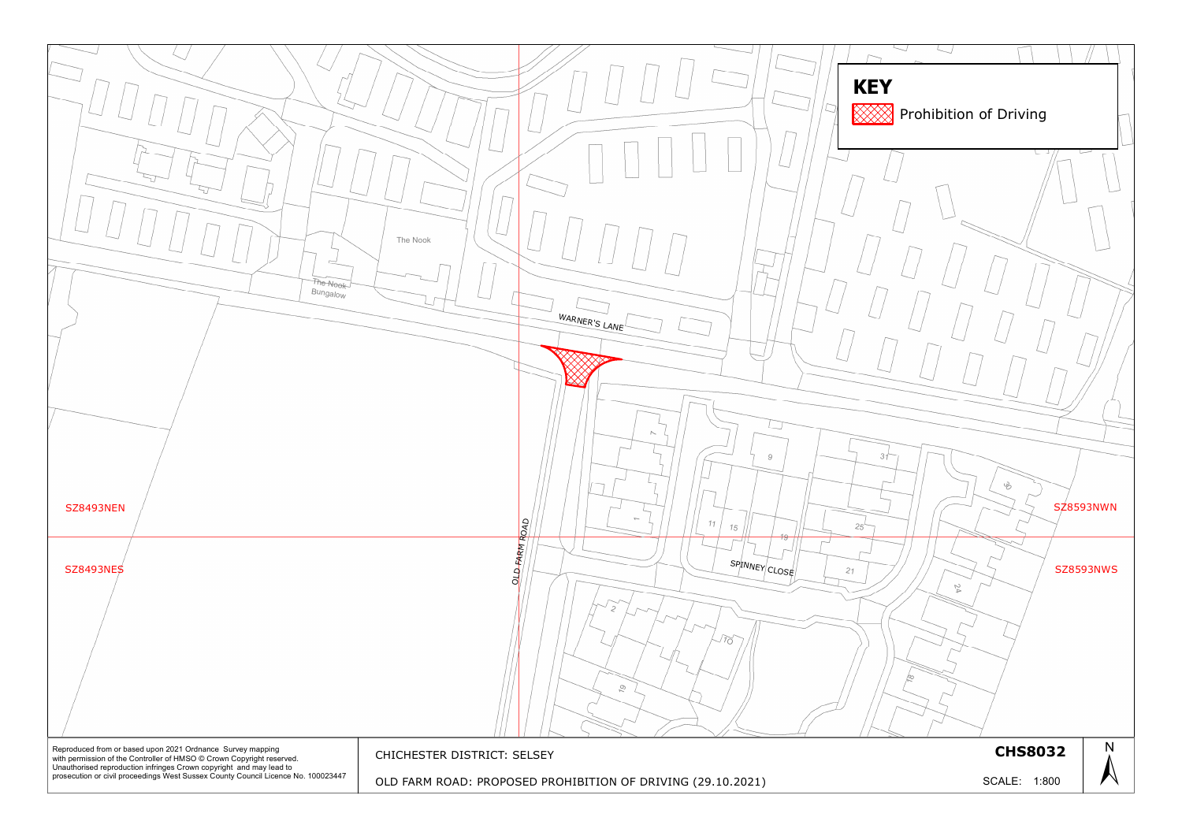**KEY**

Prohibition of Driving

WARNER'S LANE

The Nook

The Nook Bungalow

OLD FARM ROAD

SPINNEY CLOSE

SZ8493NEN

SZ8493NES

SZ8593NWN

SZ8593NWS

Reproduced from or based upon 2021 Ordnance Survey mapping with permission of the Controller of HMSO © Crown Copyright reserved. Unauthorised reproduction infringes Crown copyright and may lead to prosecution or civil proceedings West Sussex County Council Licence No. 100023447

CHICHESTER DISTRICT: SELSEY

OLD FARM ROAD: PROPOSED PROHIBITION OF DRIVING (29.10.2021)

**CHS8032**

SCALE: 1:800

N